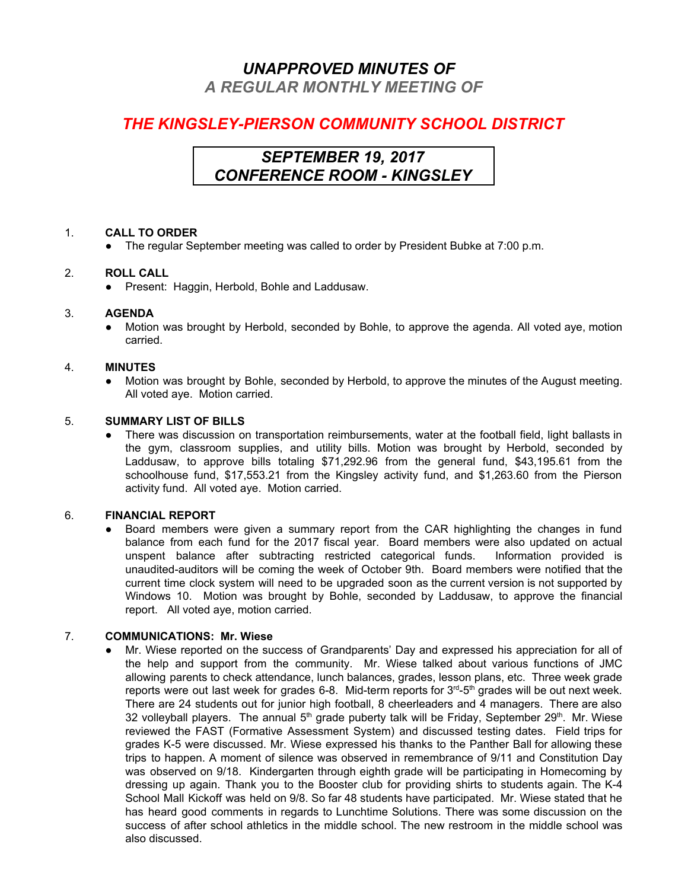# *UNAPPROVED MINUTES OF*
## *A REGULAR MONTHLY MEETING OF*

# *THE KINGSLEY-PIERSON COMMUNITY SCHOOL DISTRICT*

## *SEPTEMBER 19, 2017*
## *CONFERENCE ROOM - KINGSLEY*

1. **CALL TO ORDER**
   - The regular September meeting was called to order by President Bubke at 7:00 p.m.

2. **ROLL CALL**
   - Present: Haggin, Herbold, Bohle and Laddusaw.

3. **AGENDA**
   - Motion was brought by Herbold, seconded by Bohle, to approve the agenda. All voted aye, motion carried.

4. **MINUTES**
   - Motion was brought by Bohle, seconded by Herbold, to approve the minutes of the August meeting. All voted aye. Motion carried.

5. **SUMMARY LIST OF BILLS**
   - There was discussion on transportation reimbursements, water at the football field, light ballasts in the gym, classroom supplies, and utility bills. Motion was brought by Herbold, seconded by Laddusaw, to approve bills totaling $71,292.96 from the general fund, $43,195.61 from the schoolhouse fund, $17,553.21 from the Kingsley activity fund, and $1,263.60 from the Pierson activity fund. All voted aye. Motion carried.

6. **FINANCIAL REPORT**
   - Board members were given a summary report from the CAR highlighting the changes in fund balance from each fund for the 2017 fiscal year. Board members were also updated on actual unspent balance after subtracting restricted categorical funds. Information provided is unaudited-auditors will be coming the week of October 9th. Board members were notified that the current time clock system will need to be upgraded soon as the current version is not supported by Windows 10. Motion was brought by Bohle, seconded by Laddusaw, to approve the financial report. All voted aye, motion carried.

7. **COMMUNICATIONS: Mr. Wiese**
   - Mr. Wiese reported on the success of Grandparents' Day and expressed his appreciation for all of the help and support from the community. Mr. Wiese talked about various functions of JMC allowing parents to check attendance, lunch balances, grades, lesson plans, etc. Three week grade reports were out last week for grades 6-8. Mid-term reports for 3rd-5th grades will be out next week. There are 24 students out for junior high football, 8 cheerleaders and 4 managers. There are also 32 volleyball players. The annual 5th grade puberty talk will be Friday, September 29th. Mr. Wiese reviewed the FAST (Formative Assessment System) and discussed testing dates. Field trips for grades K-5 were discussed. Mr. Wiese expressed his thanks to the Panther Ball for allowing these trips to happen. A moment of silence was observed in remembrance of 9/11 and Constitution Day was observed on 9/18. Kindergarten through eighth grade will be participating in Homecoming by dressing up again. Thank you to the Booster club for providing shirts to students again. The K-4 School Mall Kickoff was held on 9/8. So far 48 students have participated. Mr. Wiese stated that he has heard good comments in regards to Lunchtime Solutions. There was some discussion on the success of after school athletics in the middle school. The new restroom in the middle school was also discussed.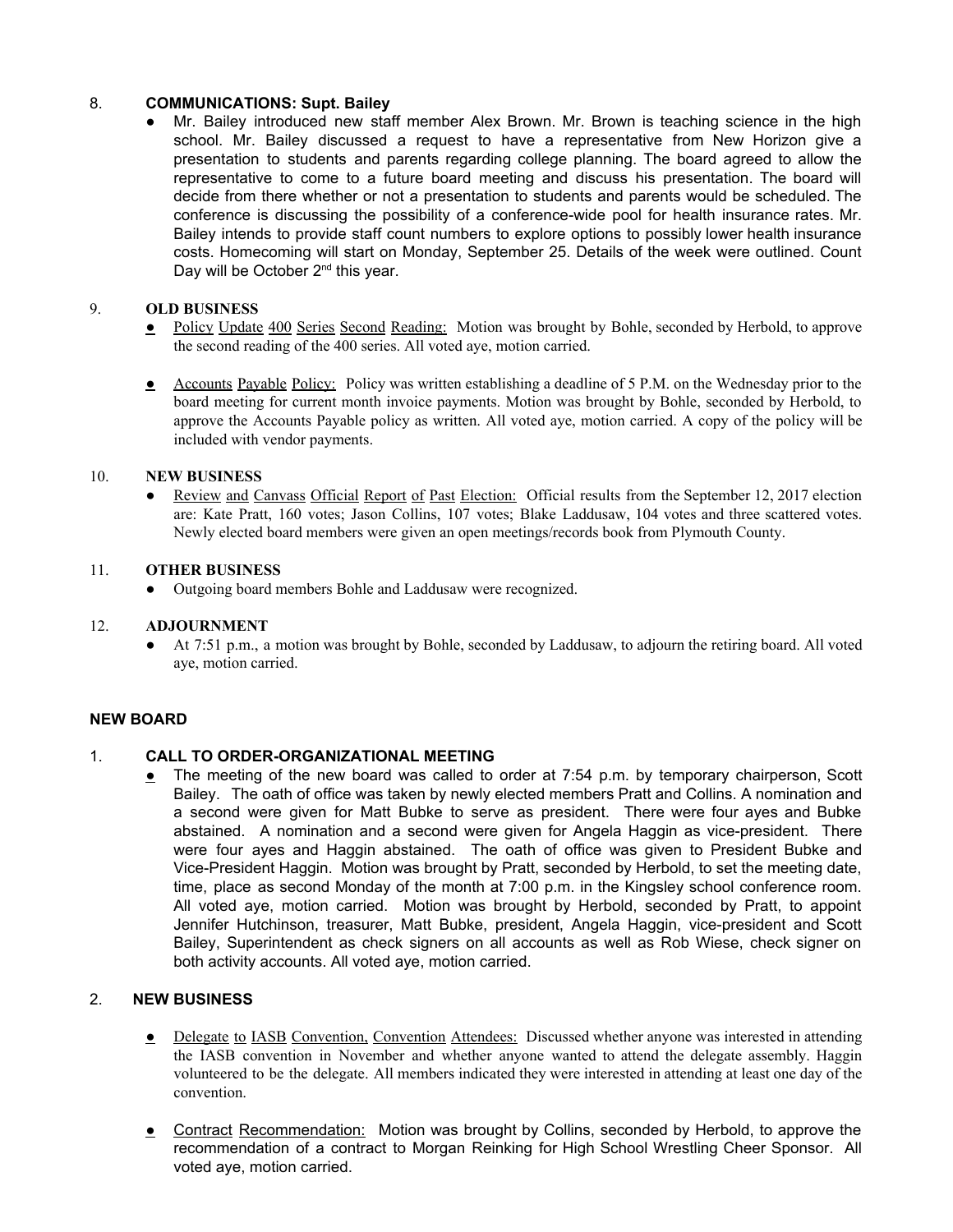8. **COMMUNICATIONS: Supt. Bailey**

- Mr. Bailey introduced new staff member Alex Brown. Mr. Brown is teaching science in the high school. Mr. Bailey discussed a request to have a representative from New Horizon give a presentation to students and parents regarding college planning. The board agreed to allow the representative to come to a future board meeting and discuss his presentation. The board will decide from there whether or not a presentation to students and parents would be scheduled. The conference is discussing the possibility of a conference-wide pool for health insurance rates. Mr. Bailey intends to provide staff count numbers to explore options to possibly lower health insurance costs. Homecoming will start on Monday, September 25. Details of the week were outlined. Count Day will be October 2nd this year.

9. **OLD BUSINESS**

- Policy Update 400 Series Second Reading: Motion was brought by Bohle, seconded by Herbold, to approve the second reading of the 400 series. All voted aye, motion carried.
- Accounts Payable Policy: Policy was written establishing a deadline of 5 P.M. on the Wednesday prior to the board meeting for current month invoice payments. Motion was brought by Bohle, seconded by Herbold, to approve the Accounts Payable policy as written. All voted aye, motion carried. A copy of the policy will be included with vendor payments.

10. **NEW BUSINESS**

- Review and Canvass Official Report of Past Election: Official results from the September 12, 2017 election are: Kate Pratt, 160 votes; Jason Collins, 107 votes; Blake Laddusaw, 104 votes and three scattered votes. Newly elected board members were given an open meetings/records book from Plymouth County.

11. **OTHER BUSINESS**

- Outgoing board members Bohle and Laddusaw were recognized.

12. **ADJOURNMENT**

- At 7:51 p.m., a motion was brought by Bohle, seconded by Laddusaw, to adjourn the retiring board. All voted aye, motion carried.

**NEW BOARD**

1. **CALL TO ORDER-ORGANIZATIONAL MEETING**

- The meeting of the new board was called to order at 7:54 p.m. by temporary chairperson, Scott Bailey. The oath of office was taken by newly elected members Pratt and Collins. A nomination and a second were given for Matt Bubke to serve as president. There were four ayes and Bubke abstained. A nomination and a second were given for Angela Haggin as vice-president. There were four ayes and Haggin abstained. The oath of office was given to President Bubke and Vice-President Haggin. Motion was brought by Pratt, seconded by Herbold, to set the meeting date, time, place as second Monday of the month at 7:00 p.m. in the Kingsley school conference room. All voted aye, motion carried. Motion was brought by Herbold, seconded by Pratt, to appoint Jennifer Hutchinson, treasurer, Matt Bubke, president, Angela Haggin, vice-president and Scott Bailey, Superintendent as check signers on all accounts as well as Rob Wiese, check signer on both activity accounts. All voted aye, motion carried.

2. **NEW BUSINESS**

- Delegate to IASB Convention, Convention Attendees: Discussed whether anyone was interested in attending the IASB convention in November and whether anyone wanted to attend the delegate assembly. Haggin volunteered to be the delegate. All members indicated they were interested in attending at least one day of the convention.
- Contract Recommendation: Motion was brought by Collins, seconded by Herbold, to approve the recommendation of a contract to Morgan Reinking for High School Wrestling Cheer Sponsor. All voted aye, motion carried.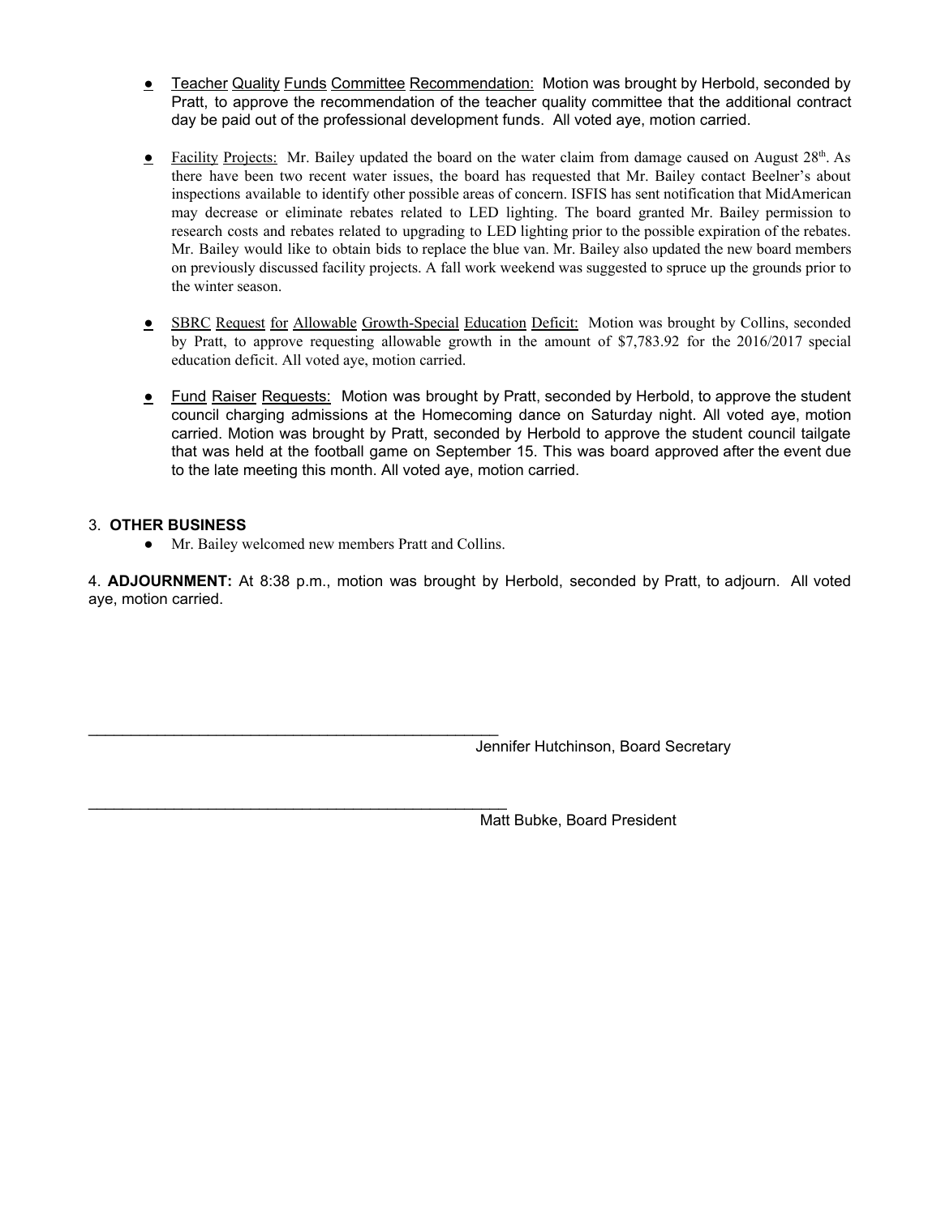- Teacher Quality Funds Committee Recommendation: Motion was brought by Herbold, seconded by Pratt, to approve the recommendation of the teacher quality committee that the additional contract day be paid out of the professional development funds. All voted aye, motion carried.

- Facility Projects: Mr. Bailey updated the board on the water claim from damage caused on August 28th. As there have been two recent water issues, the board has requested that Mr. Bailey contact Beelner's about inspections available to identify other possible areas of concern. ISFIS has sent notification that MidAmerican may decrease or eliminate rebates related to LED lighting. The board granted Mr. Bailey permission to research costs and rebates related to upgrading to LED lighting prior to the possible expiration of the rebates. Mr. Bailey would like to obtain bids to replace the blue van. Mr. Bailey also updated the new board members on previously discussed facility projects. A fall work weekend was suggested to spruce up the grounds prior to the winter season.

- SBRC Request for Allowable Growth-Special Education Deficit: Motion was brought by Collins, seconded by Pratt, to approve requesting allowable growth in the amount of $7,783.92 for the 2016/2017 special education deficit. All voted aye, motion carried.

- Fund Raiser Requests: Motion was brought by Pratt, seconded by Herbold, to approve the student council charging admissions at the Homecoming dance on Saturday night. All voted aye, motion carried. Motion was brought by Pratt, seconded by Herbold to approve the student council tailgate that was held at the football game on September 15. This was board approved after the event due to the late meeting this month. All voted aye, motion carried.

3. **OTHER BUSINESS**

- Mr. Bailey welcomed new members Pratt and Collins.

4. **ADJOURNMENT:** At 8:38 p.m., motion was brought by Herbold, seconded by Pratt, to adjourn. All voted aye, motion carried.

\_\_\_\_\_\_\_\_\_\_\_\_\_\_\_\_\_\_\_\_\_\_\_\_\_\_\_\_\_\_\_\_\_\_\_\_\_\_\_\_\_\_\_\_\_\_\_\_

Jennifer Hutchinson, Board Secretary

\_\_\_\_\_\_\_\_\_\_\_\_\_\_\_\_\_\_\_\_\_\_\_\_\_\_\_\_\_\_\_\_\_\_\_\_\_\_\_\_\_\_\_\_\_\_\_\_

Matt Bubke, Board President